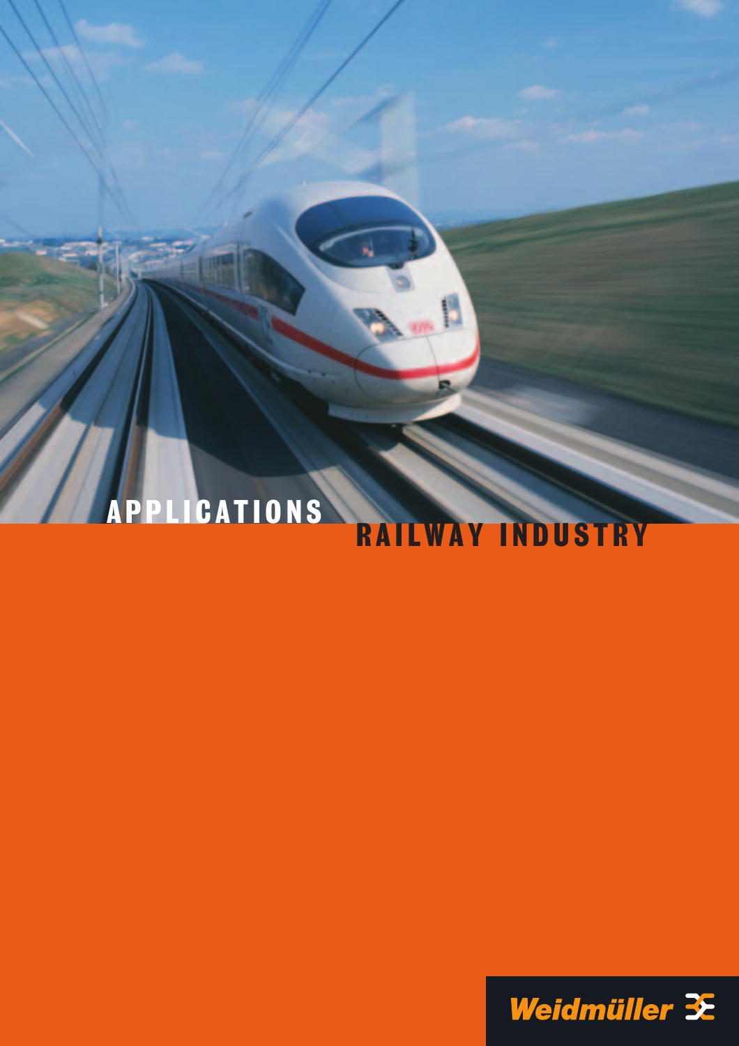# APPLICATIONS

## RAILWAY INDUSTRY

Weidmüller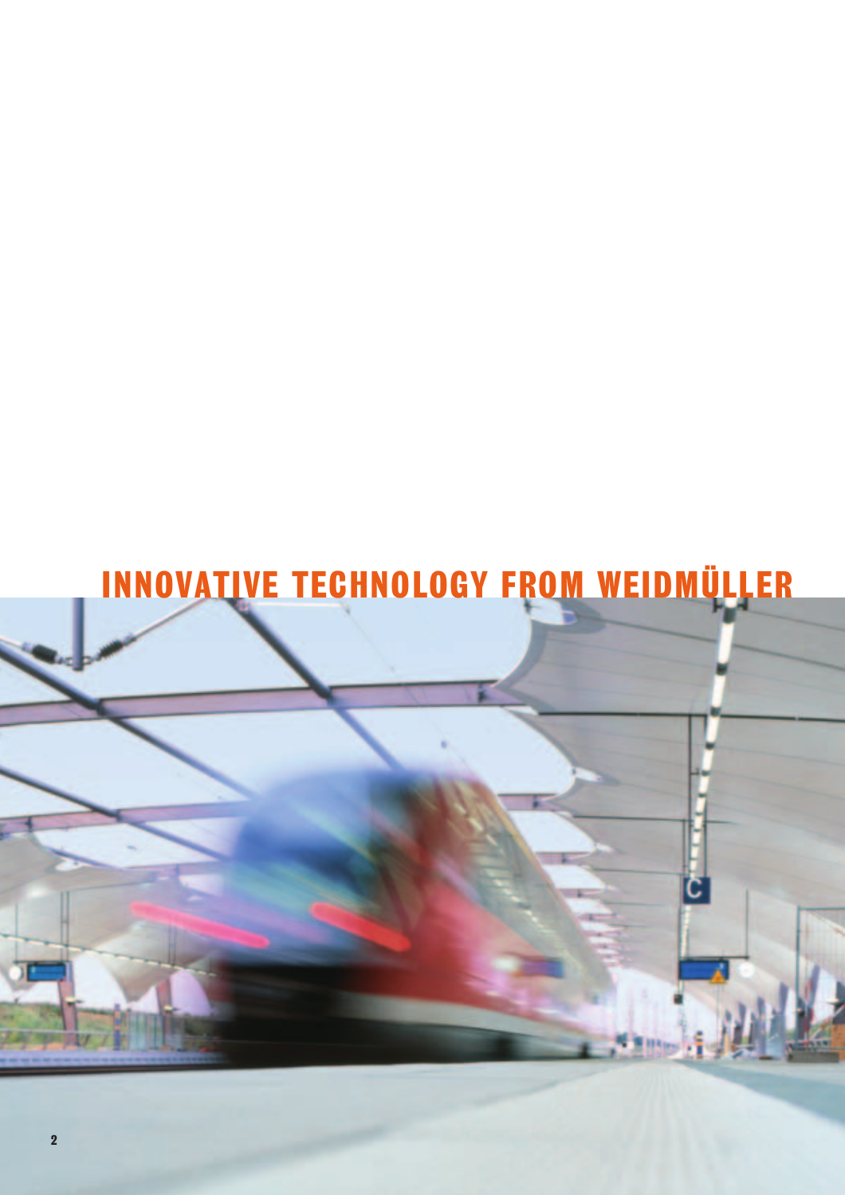# INNOVATIVE TECHNOLOGY FROM WEIDMÜLLER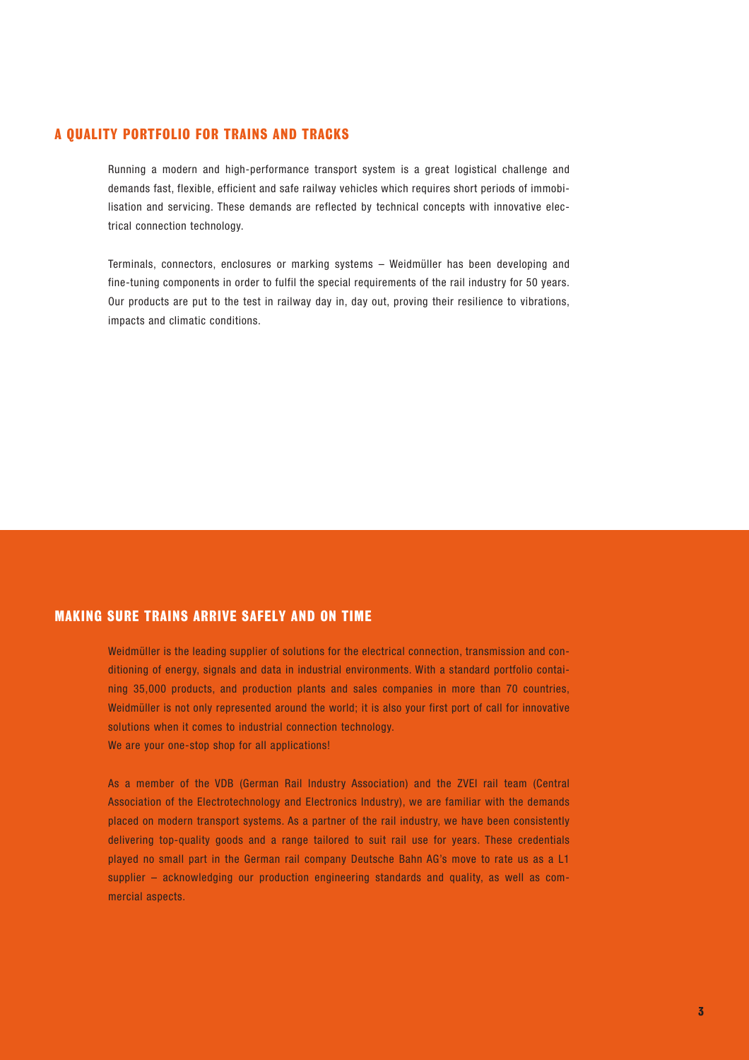## A QUALITY PORTFOLIO FOR TRAINS AND TRACKS

Running a modern and high-performance transport system is a great logistical challenge and demands fast, flexible, efficient and safe railway vehicles which requires short periods of immobilisation and servicing. These demands are reflected by technical concepts with innovative electrical connection technology.

Terminals, connectors, enclosures or marking systems – Weidmüller has been developing and fine-tuning components in order to fulfil the special requirements of the rail industry for 50 years. Our products are put to the test in railway day in, day out, proving their resilience to vibrations, impacts and climatic conditions.

## MAKING SURE TRAINS ARRIVE SAFELY AND ON TIME

Weidmüller is the leading supplier of solutions for the electrical connection, transmission and conditioning of energy, signals and data in industrial environments. With a standard portfolio containing 35,000 products, and production plants and sales companies in more than 70 countries, Weidmüller is not only represented around the world; it is also your first port of call for innovative solutions when it comes to industrial connection technology.
We are your one-stop shop for all applications!

As a member of the VDB (German Rail Industry Association) and the ZVEI rail team (Central Association of the Electrotechnology and Electronics Industry), we are familiar with the demands placed on modern transport systems. As a partner of the rail industry, we have been consistently delivering top-quality goods and a range tailored to suit rail use for years. These credentials played no small part in the German rail company Deutsche Bahn AG's move to rate us as a L1 supplier – acknowledging our production engineering standards and quality, as well as commercial aspects.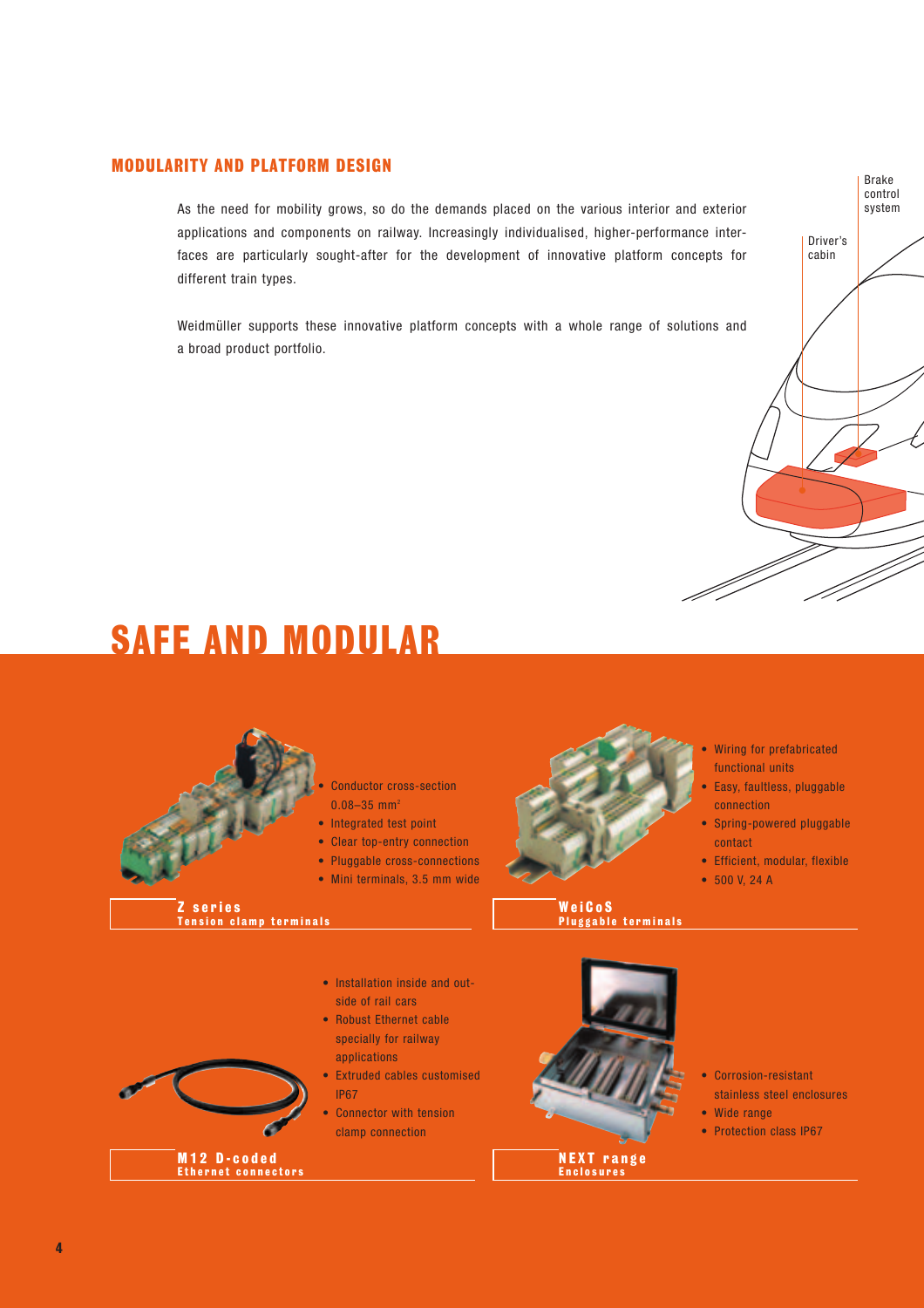## MODULARITY AND PLATFORM DESIGN

As the need for mobility grows, so do the demands placed on the various interior and exterior applications and components on railway. Increasingly individualised, higher-performance interfaces are particularly sought-after for the development of innovative platform concepts for different train types.

Weidmüller supports these innovative platform concepts with a whole range of solutions and a broad product portfolio.

Brake control system

Driver's cabin

# SAFE AND MODULAR

- Conductor cross-section 0.08–35 mm²
- Integrated test point
- Clear top-entry connection
- Pluggable cross-connections
- Mini terminals, 3.5 mm wide

**Z series**
**Tension clamp terminals**

- Wiring for prefabricated functional units
- Easy, faultless, pluggable connection
- Spring-powered pluggable contact
- Efficient, modular, flexible
- 500 V, 24 A

**WeiCoS**
**Pluggable terminals**

- Installation inside and outside of rail cars
- Robust Ethernet cable specially for railway applications
- Extruded cables customised IP67
- Connector with tension clamp connection

**M12 D-coded**
**Ethernet connectors**

- Corrosion-resistant stainless steel enclosures
- Wide range
- Protection class IP67

**NEXT range**
**Enclosures**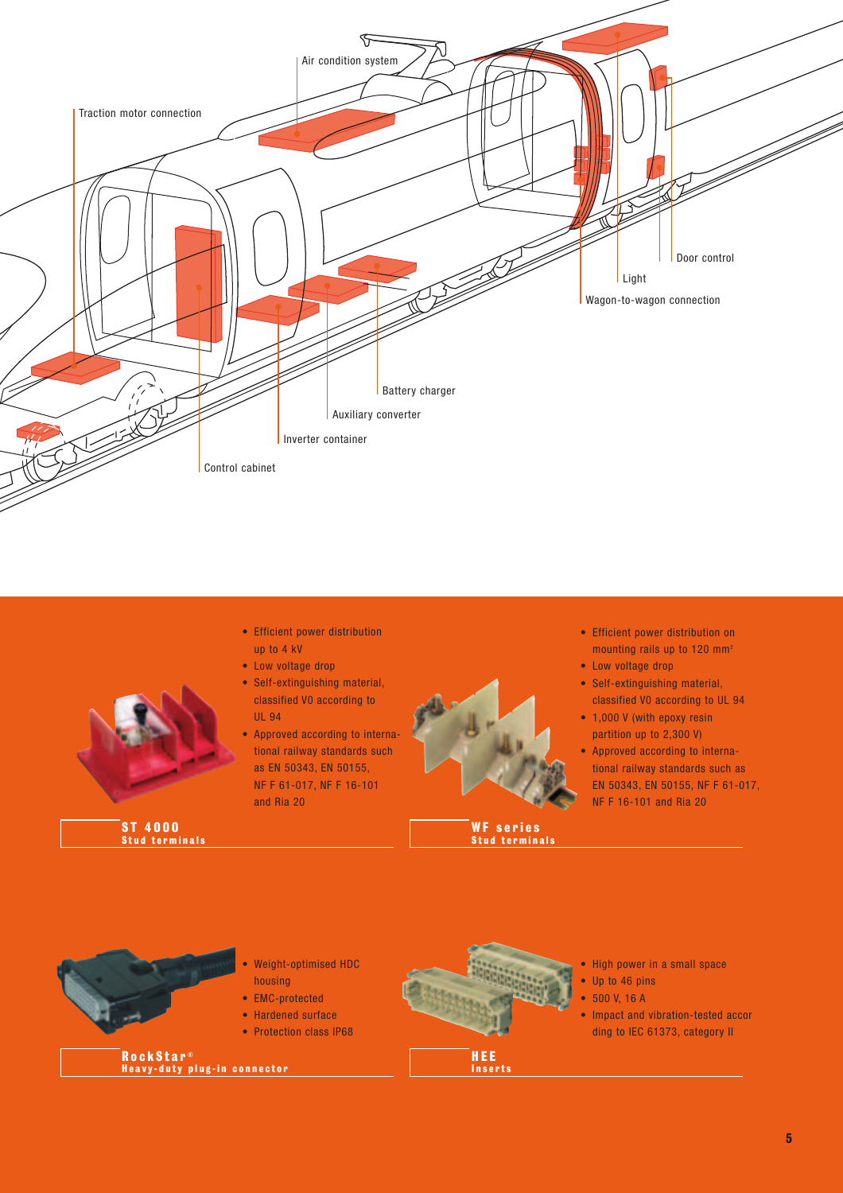Traction motor connection

Air condition system

Door control

Light

Wagon-to-wagon connection

Battery charger

Auxiliary converter

Inverter container

Control cabinet

## ST 4000
**Stud terminals**

- Efficient power distribution up to 4 kV
- Low voltage drop
- Self-extinguishing material, classified V0 according to UL 94
- Approved according to international railway standards such as EN 50343, EN 50155, NF F 61-017, NF F 16-101 and Ria 20

## WF series
**Stud terminals**

- Efficient power distribution on mounting rails up to 120 mm²
- Low voltage drop
- Self-extinguishing material, classified V0 according to UL 94
- 1,000 V (with epoxy resin partition up to 2,300 V)
- Approved according to international railway standards such as EN 50343, EN 50155, NF F 61-017, NF F 16-101 and Ria 20

## RockStar®
**Heavy-duty plug-in connector**

- Weight-optimised HDC housing
- EMC-protected
- Hardened surface
- Protection class IP68

## HEE
**Inserts**

- High power in a small space
- Up to 46 pins
- 500 V, 16 A
- Impact and vibration-tested according to IEC 61373, category II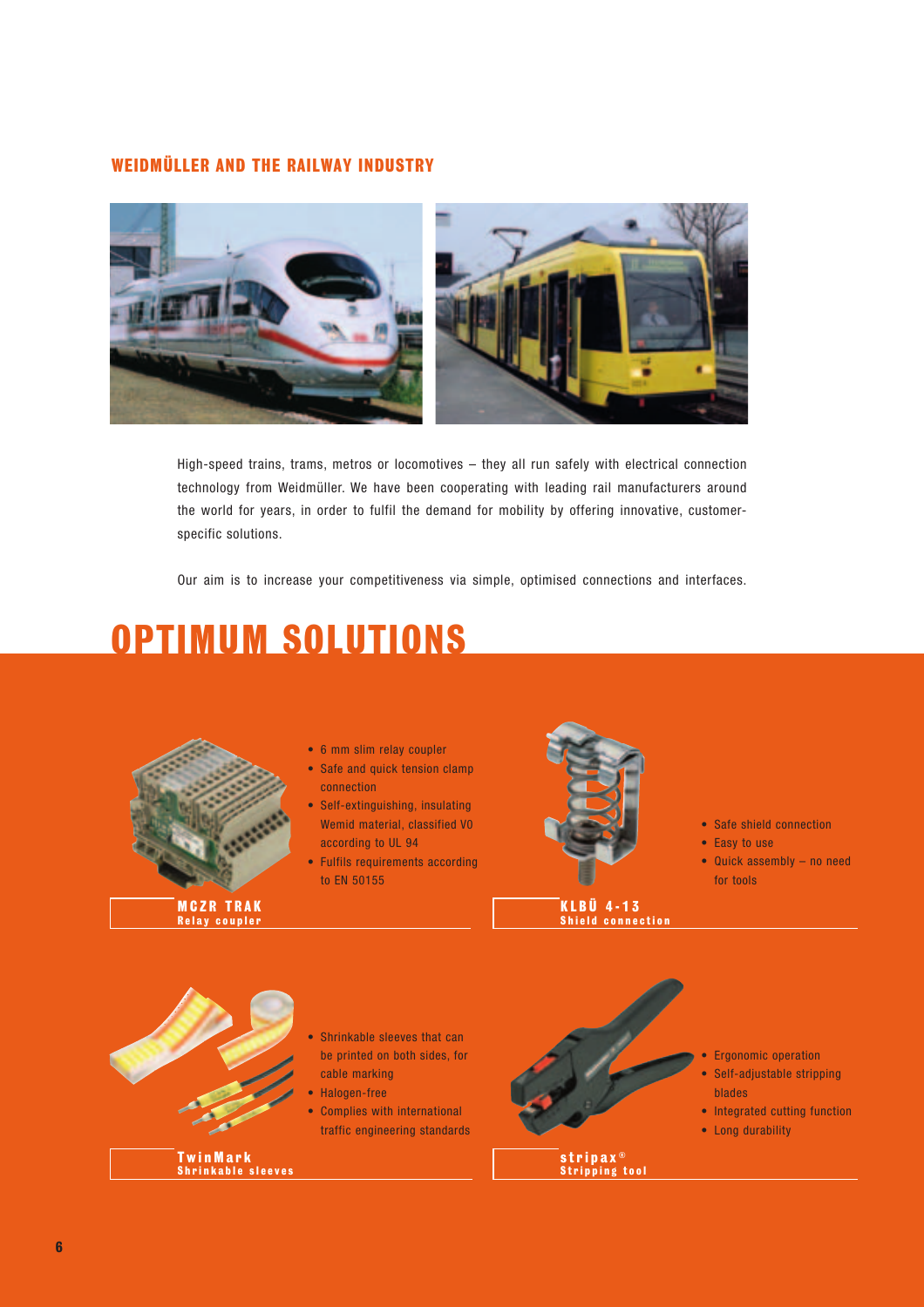## WEIDMÜLLER AND THE RAILWAY INDUSTRY

High-speed trains, trams, metros or locomotives – they all run safely with electrical connection technology from Weidmüller. We have been cooperating with leading rail manufacturers around the world for years, in order to fulfil the demand for mobility by offering innovative, customer-specific solutions.

Our aim is to increase your competitiveness via simple, optimised connections and interfaces.

# OPTIMUM SOLUTIONS

**MCZR TRAK**
**Relay coupler**

- 6 mm slim relay coupler
- Safe and quick tension clamp connection
- Self-extinguishing, insulating Wemid material, classified V0 according to UL 94
- Fulfils requirements according to EN 50155

**KLBÜ 4-13**
**Shield connection**

- Safe shield connection
- Easy to use
- Quick assembly – no need for tools

**TwinMark**
**Shrinkable sleeves**

- Shrinkable sleeves that can be printed on both sides, for cable marking
- Halogen-free
- Complies with international traffic engineering standards

**stripax®**
**Stripping tool**

- Ergonomic operation
- Self-adjustable stripping blades
- Integrated cutting function
- Long durability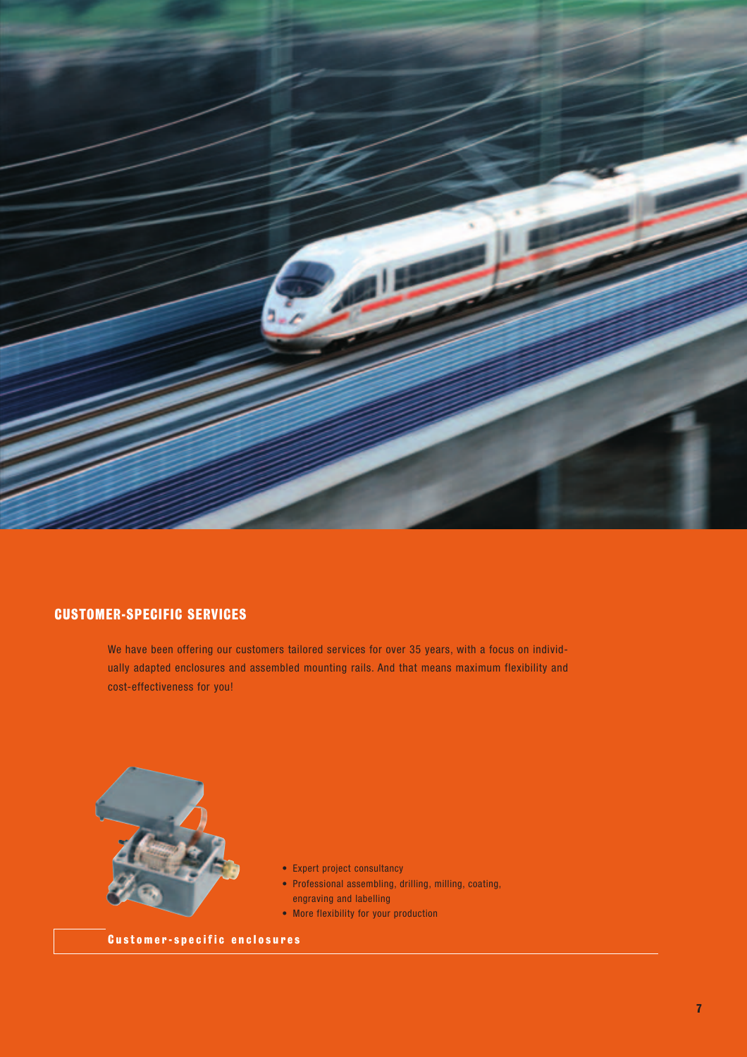## CUSTOMER-SPECIFIC SERVICES

We have been offering our customers tailored services for over 35 years, with a focus on individually adapted enclosures and assembled mounting rails. And that means maximum flexibility and cost-effectiveness for you!

- Expert project consultancy
- Professional assembling, drilling, milling, coating, engraving and labelling
- More flexibility for your production

**Customer-specific enclosures**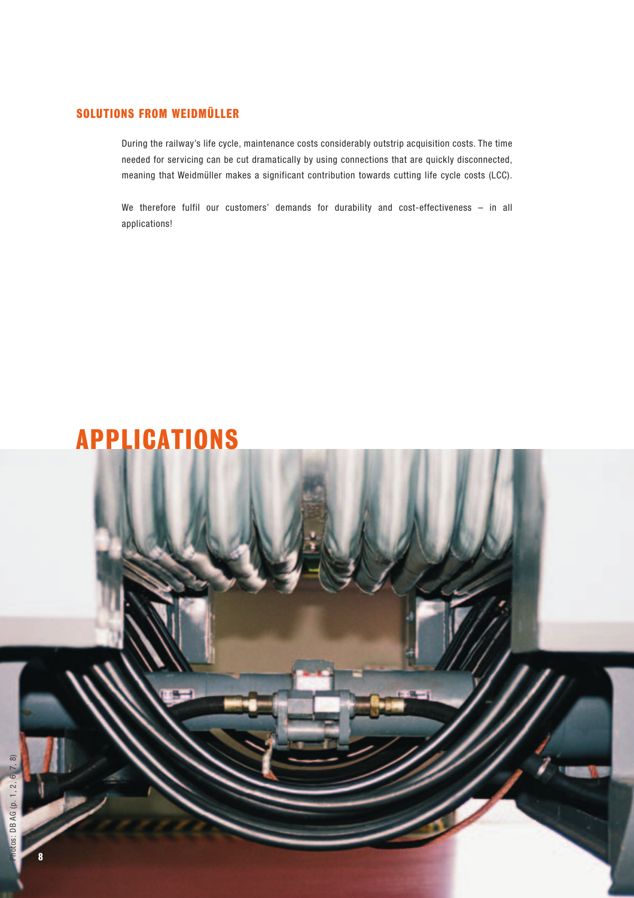## SOLUTIONS FROM WEIDMÜLLER

During the railway's life cycle, maintenance costs considerably outstrip acquisition costs. The time needed for servicing can be cut dramatically by using connections that are quickly disconnected, meaning that Weidmüller makes a significant contribution towards cutting life cycle costs (LCC).

We therefore fulfil our customers' demands for durability and cost-effectiveness – in all applications!

# APPLICATIONS

Photos: DB AG (p. 1, 2, 6, 7, 8)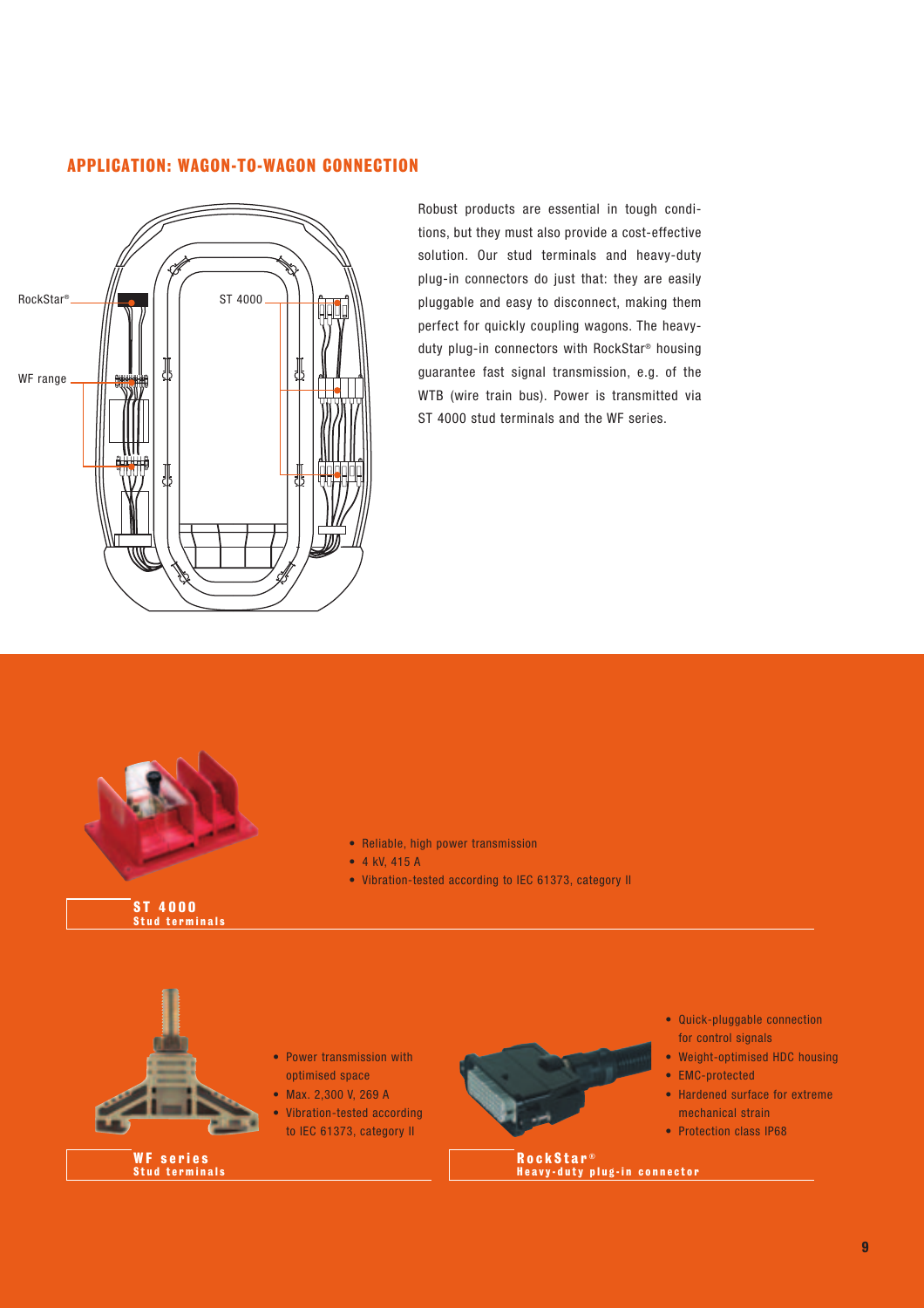## APPLICATION: WAGON-TO-WAGON CONNECTION

RockStar®

ST 4000

WF range

Robust products are essential in tough conditions, but they must also provide a cost-effective solution. Our stud terminals and heavy-duty plug-in connectors do just that: they are easily pluggable and easy to disconnect, making them perfect for quickly coupling wagons. The heavy-duty plug-in connectors with RockStar® housing guarantee fast signal transmission, e.g. of the WTB (wire train bus). Power is transmitted via ST 4000 stud terminals and the WF series.

- Reliable, high power transmission
- 4 kV, 415 A
- Vibration-tested according to IEC 61373, category II

**ST 4000**
**Stud terminals**

- Power transmission with optimised space
- Max. 2,300 V, 269 A
- Vibration-tested according to IEC 61373, category II

**WF series**
**Stud terminals**

- Quick-pluggable connection for control signals
- Weight-optimised HDC housing
- EMC-protected
- Hardened surface for extreme mechanical strain
- Protection class IP68

**RockStar®**
**Heavy-duty plug-in connector**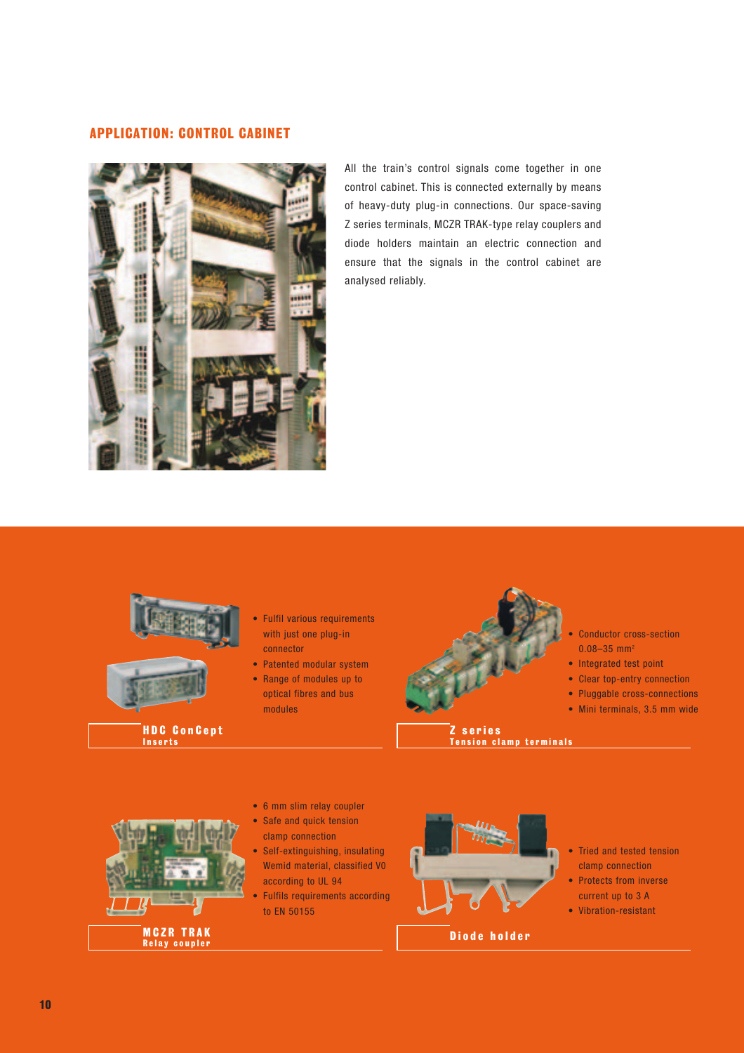## APPLICATION: CONTROL CABINET

All the train's control signals come together in one control cabinet. This is connected externally by means of heavy-duty plug-in connections. Our space-saving Z series terminals, MCZR TRAK-type relay couplers and diode holders maintain an electric connection and ensure that the signals in the control cabinet are analysed reliably.

### HDC ConCept
**Inserts**

- Fulfil various requirements with just one plug-in connector
- Patented modular system
- Range of modules up to optical fibres and bus modules

### Z series
**Tension clamp terminals**

- Conductor cross-section 0.08–35 mm²
- Integrated test point
- Clear top-entry connection
- Pluggable cross-connections
- Mini terminals, 3.5 mm wide

### MCZR TRAK
**Relay coupler**

- 6 mm slim relay coupler
- Safe and quick tension clamp connection
- Self-extinguishing, insulating Wemid material, classified V0 according to UL 94
- Fulfils requirements according to EN 50155

### Diode holder

- Tried and tested tension clamp connection
- Protects from inverse current up to 3 A
- Vibration-resistant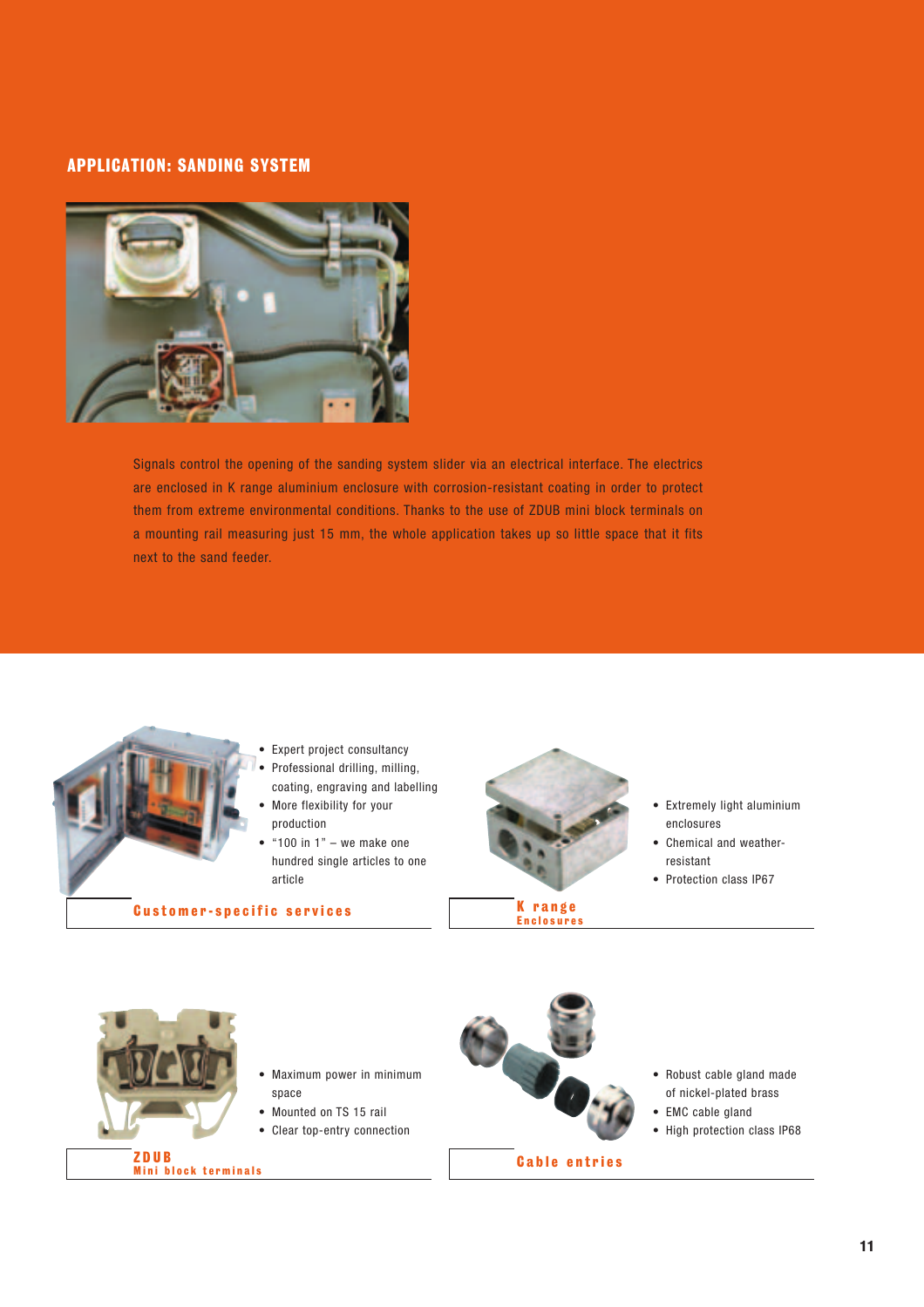## APPLICATION: SANDING SYSTEM

Signals control the opening of the sanding system slider via an electrical interface. The electrics are enclosed in K range aluminium enclosure with corrosion-resistant coating in order to protect them from extreme environmental conditions. Thanks to the use of ZDUB mini block terminals on a mounting rail measuring just 15 mm, the whole application takes up so little space that it fits next to the sand feeder.

- Expert project consultancy
- Professional drilling, milling, coating, engraving and labelling
- More flexibility for your production
- "100 in 1" – we make one hundred single articles to one article

**Customer-specific services**

- Extremely light aluminium enclosures
- Chemical and weather-resistant
- Protection class IP67

**K range**
**Enclosures**

- Maximum power in minimum space
- Mounted on TS 15 rail
- Clear top-entry connection

**ZDUB**
**Mini block terminals**

- Robust cable gland made of nickel-plated brass
- EMC cable gland
- High protection class IP68

**Cable entries**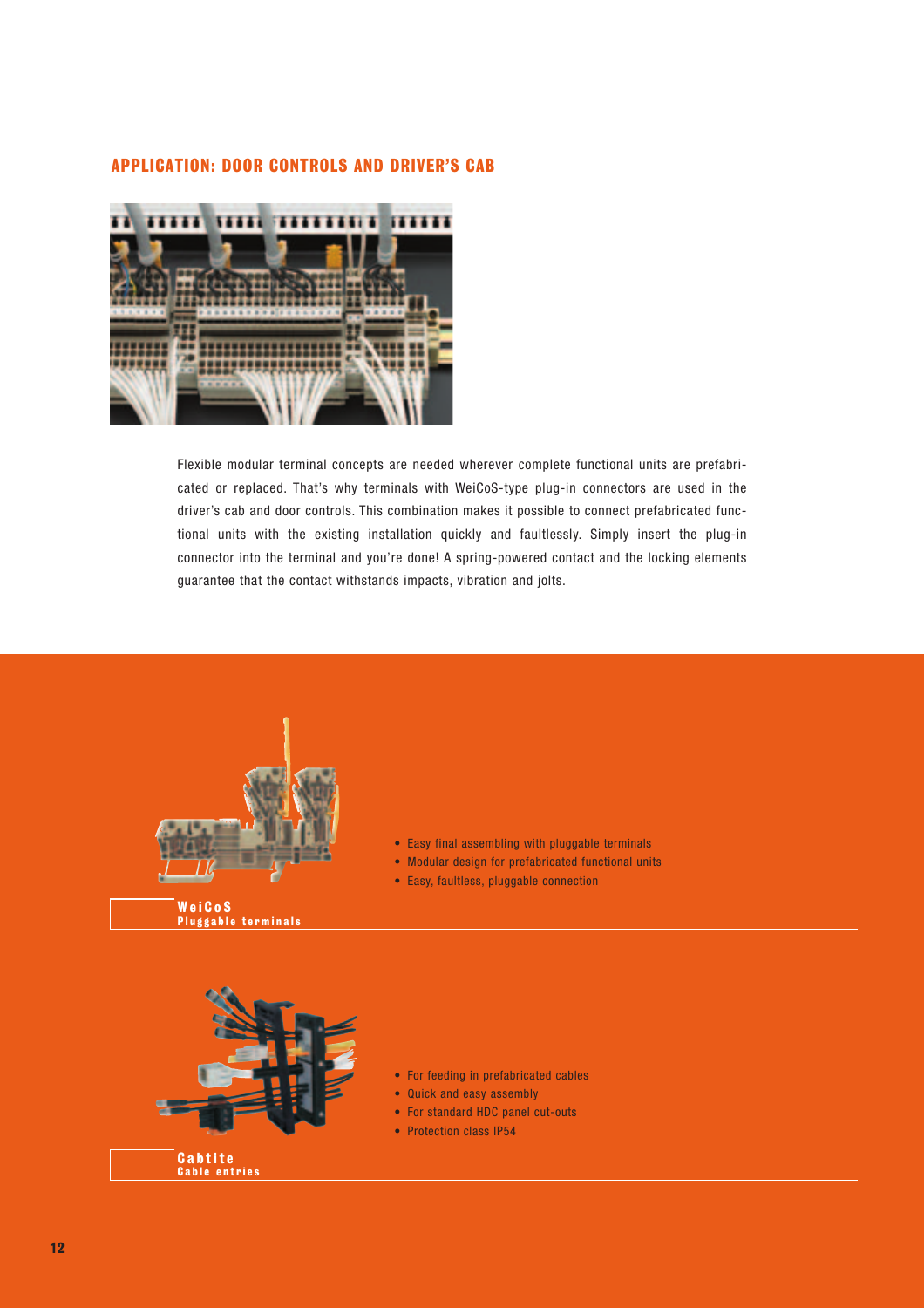## APPLICATION: DOOR CONTROLS AND DRIVER'S CAB

Flexible modular terminal concepts are needed wherever complete functional units are prefabricated or replaced. That's why terminals with WeiCoS-type plug-in connectors are used in the driver's cab and door controls. This combination makes it possible to connect prefabricated functional units with the existing installation quickly and faultlessly. Simply insert the plug-in connector into the terminal and you're done! A spring-powered contact and the locking elements guarantee that the contact withstands impacts, vibration and jolts.

- Easy final assembling with pluggable terminals
- Modular design for prefabricated functional units
- Easy, faultless, pluggable connection

**WeiCoS**
**Pluggable terminals**

- For feeding in prefabricated cables
- Quick and easy assembly
- For standard HDC panel cut-outs
- Protection class IP54

**Cabtite**
**Cable entries**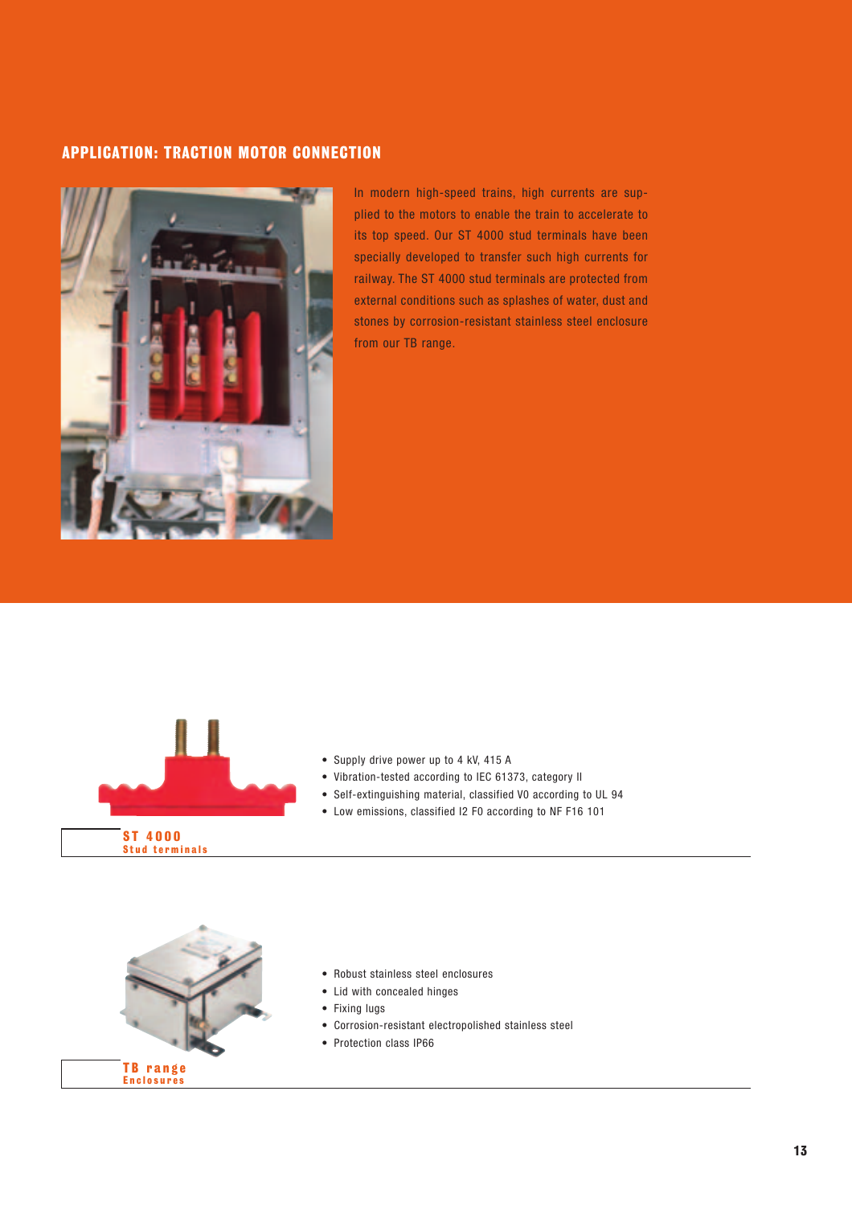## APPLICATION: TRACTION MOTOR CONNECTION

In modern high-speed trains, high currents are supplied to the motors to enable the train to accelerate to its top speed. Our ST 4000 stud terminals have been specially developed to transfer such high currents for railway. The ST 4000 stud terminals are protected from external conditions such as splashes of water, dust and stones by corrosion-resistant stainless steel enclosure from our TB range.

- Supply drive power up to 4 kV, 415 A
- Vibration-tested according to IEC 61373, category II
- Self-extinguishing material, classified V0 according to UL 94
- Low emissions, classified I2 F0 according to NF F16 101

**ST 4000**
**Stud terminals**

- Robust stainless steel enclosures
- Lid with concealed hinges
- Fixing lugs
- Corrosion-resistant electropolished stainless steel
- Protection class IP66

**TB range**
**Enclosures**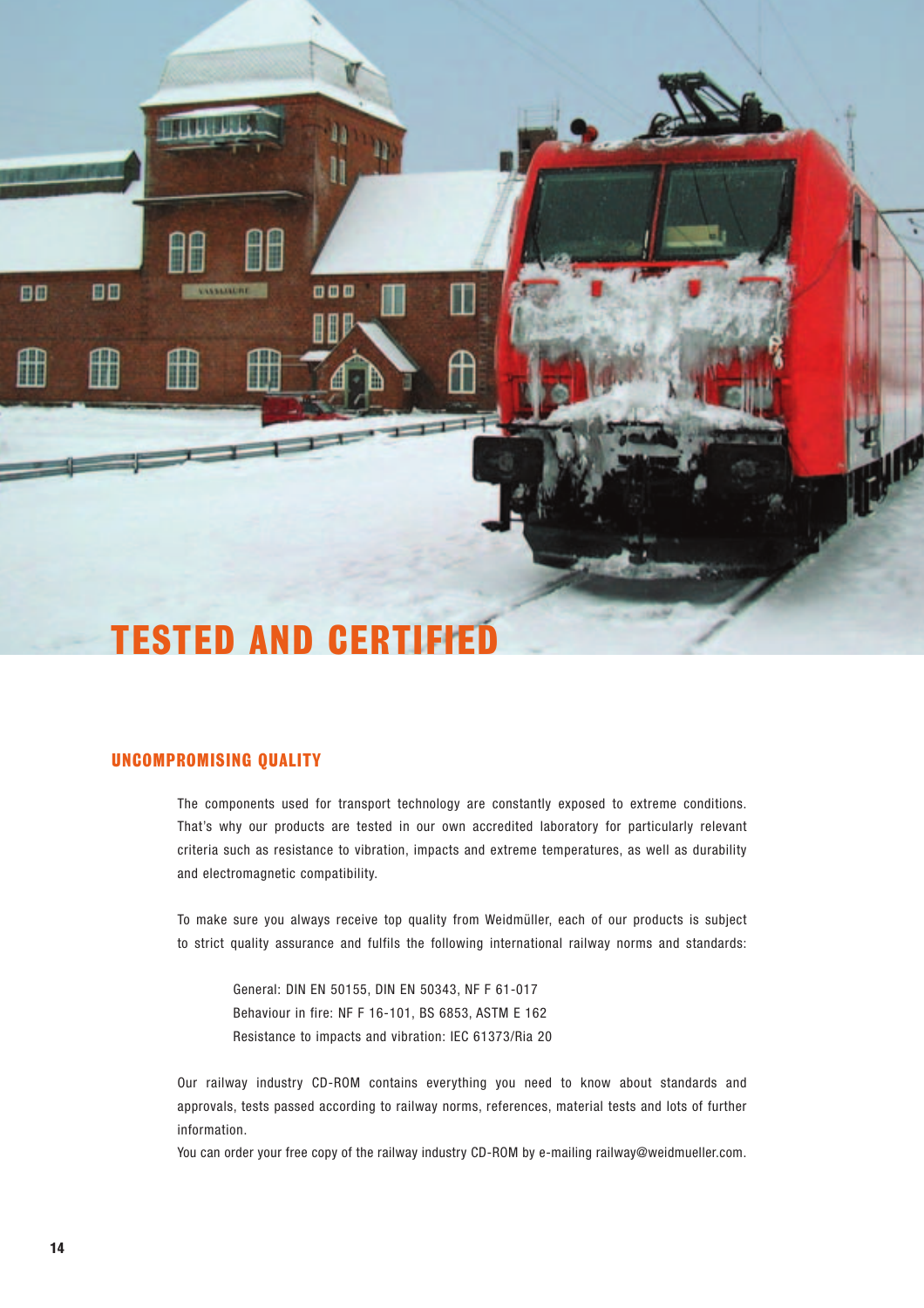# TESTED AND CERTIFIED

## UNCOMPROMISING QUALITY

The components used for transport technology are constantly exposed to extreme conditions. That's why our products are tested in our own accredited laboratory for particularly relevant criteria such as resistance to vibration, impacts and extreme temperatures, as well as durability and electromagnetic compatibility.

To make sure you always receive top quality from Weidmüller, each of our products is subject to strict quality assurance and fulfils the following international railway norms and standards:

General: DIN EN 50155, DIN EN 50343, NF F 61-017
Behaviour in fire: NF F 16-101, BS 6853, ASTM E 162
Resistance to impacts and vibration: IEC 61373/Ria 20

Our railway industry CD-ROM contains everything you need to know about standards and approvals, tests passed according to railway norms, references, material tests and lots of further information.
You can order your free copy of the railway industry CD-ROM by e-mailing railway@weidmueller.com.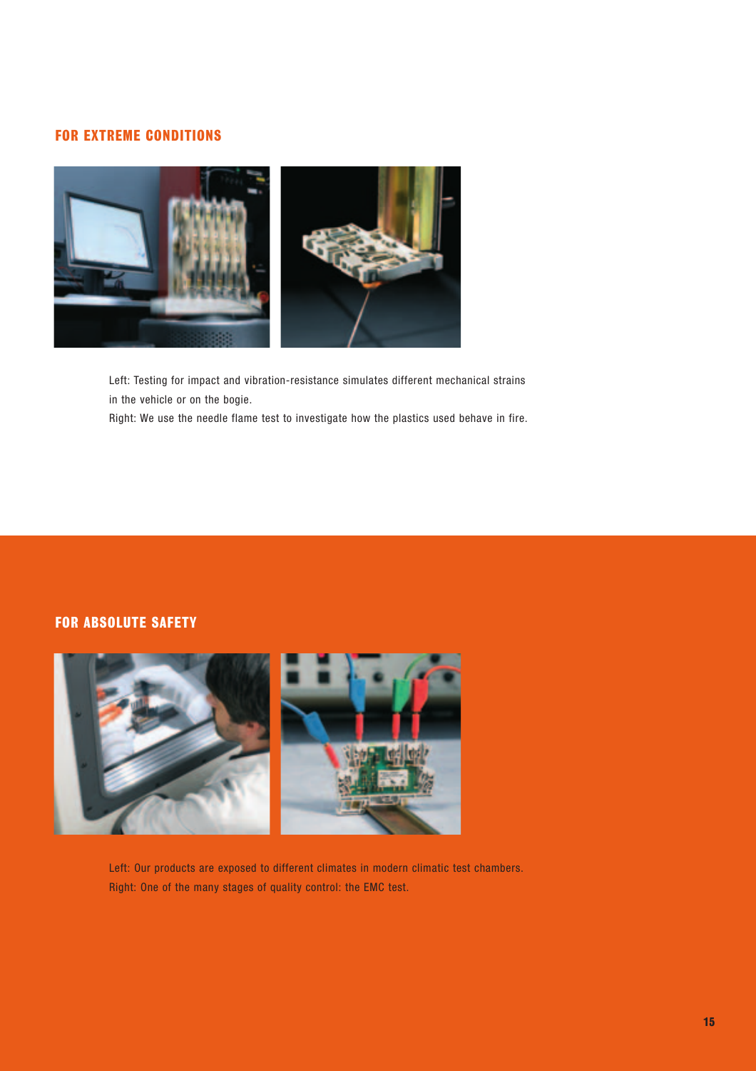## FOR EXTREME CONDITIONS

Left: Testing for impact and vibration-resistance simulates different mechanical strains in the vehicle or on the bogie.
Right: We use the needle flame test to investigate how the plastics used behave in fire.

## FOR ABSOLUTE SAFETY

Left: Our products are exposed to different climates in modern climatic test chambers.
Right: One of the many stages of quality control: the EMC test.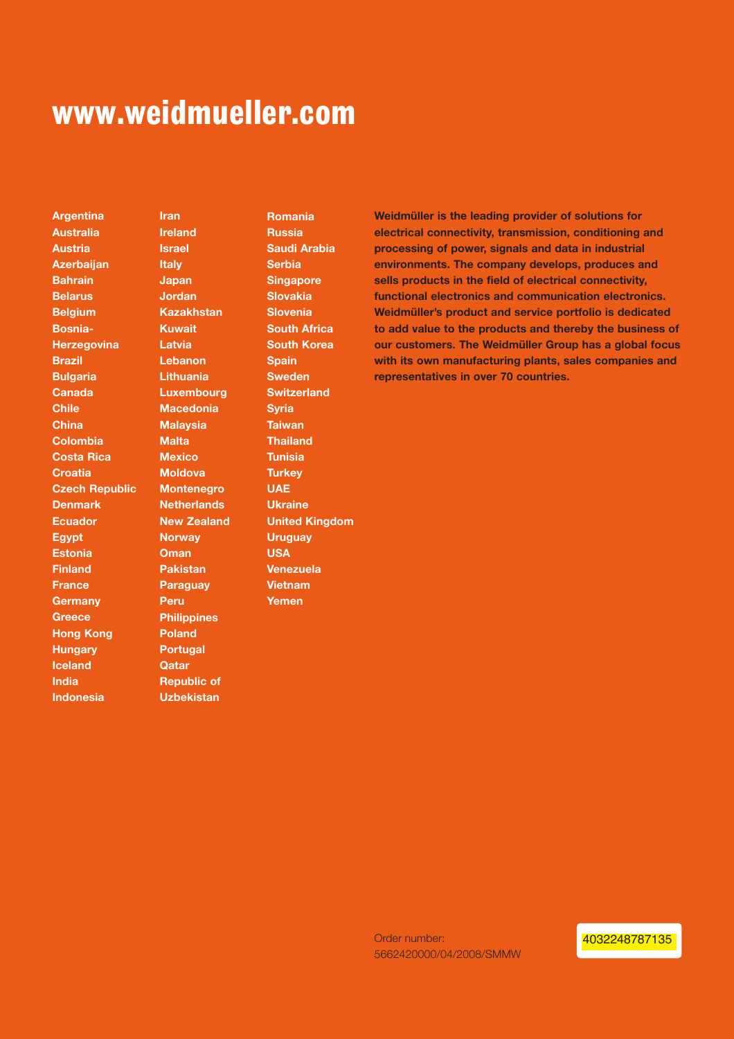# www.weidmueller.com

Argentina
Australia
Austria
Azerbaijan
Bahrain
Belarus
Belgium
Bosnia-Herzegovina
Brazil
Bulgaria
Canada
Chile
China
Colombia
Costa Rica
Croatia
Czech Republic
Denmark
Ecuador
Egypt
Estonia
Finland
France
Germany
Greece
Hong Kong
Hungary
Iceland
India
Indonesia
Iran
Ireland
Israel
Italy
Japan
Jordan
Kazakhstan
Kuwait
Latvia
Lebanon
Lithuania
Luxembourg
Macedonia
Malaysia
Malta
Mexico
Moldova
Montenegro
Netherlands
New Zealand
Norway
Oman
Pakistan
Paraguay
Peru
Philippines
Poland
Portugal
Qatar
Republic of Uzbekistan
Romania
Russia
Saudi Arabia
Serbia
Singapore
Slovakia
Slovenia
South Africa
South Korea
Spain
Sweden
Switzerland
Syria
Taiwan
Thailand
Tunisia
Turkey
UAE
Ukraine
United Kingdom
Uruguay
USA
Venezuela
Vietnam
Yemen

**Weidmüller is the leading provider of solutions for electrical connectivity, transmission, conditioning and processing of power, signals and data in industrial environments. The company develops, produces and sells products in the field of electrical connectivity, functional electronics and communication electronics. Weidmüller's product and service portfolio is dedicated to add value to the products and thereby the business of our customers. The Weidmüller Group has a global focus with its own manufacturing plants, sales companies and representatives in over 70 countries.**

Order number:
5662420000/04/2008/SMMW

4032248787135